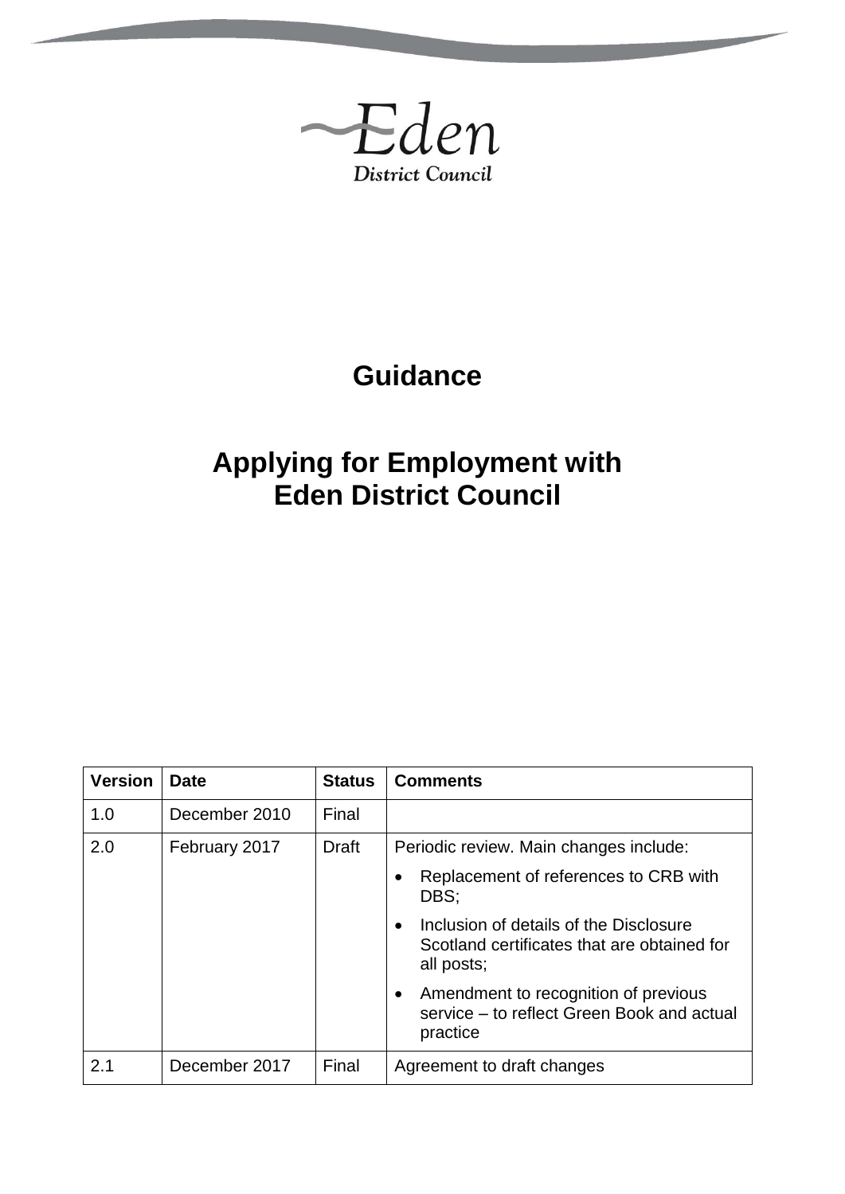Eden District Council

# Guidance

# Applying for Employment with Eden District Council

| Version | Date | Status | Comments |
|---|---|---|---|
| 1.0 | December 2010 | Final | |
| 2.0 | February 2017 | Draft | Periodic review. Main changes include:<br>• Replacement of references to CRB with DBS;<br>• Inclusion of details of the Disclosure Scotland certificates that are obtained for all posts;<br>• Amendment to recognition of previous service – to reflect Green Book and actual practice |
| 2.1 | December 2017 | Final | Agreement to draft changes |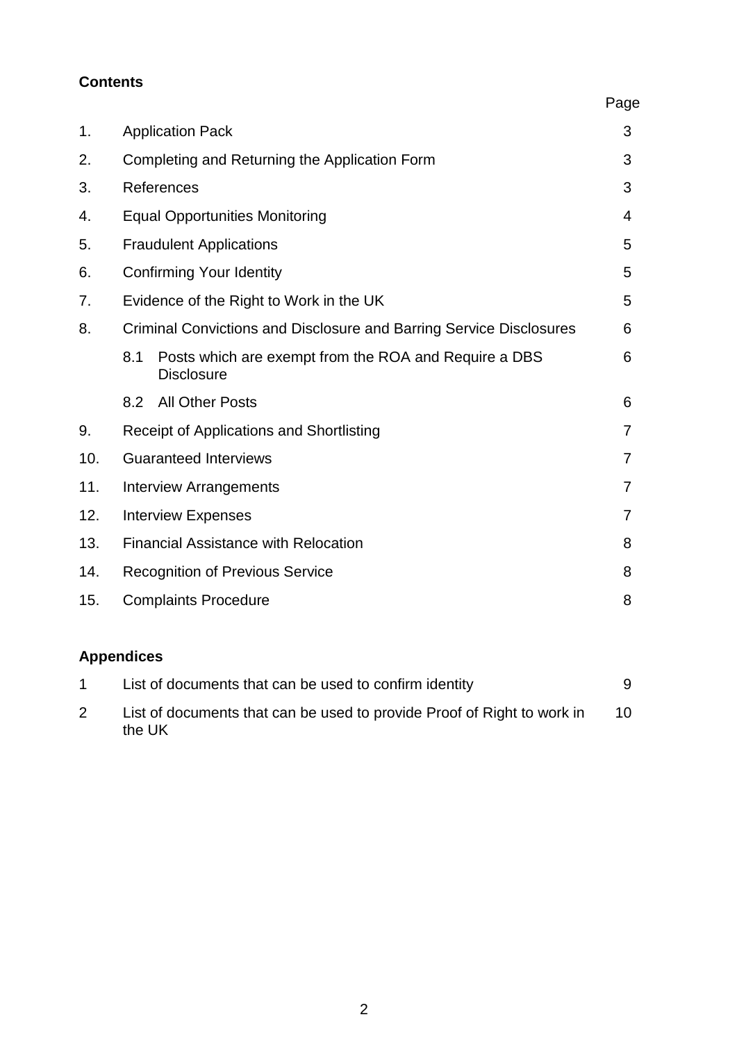**Contents**

| | | Page |
|---|---|---|
| 1. | Application Pack | 3 |
| 2. | Completing and Returning the Application Form | 3 |
| 3. | References | 3 |
| 4. | Equal Opportunities Monitoring | 4 |
| 5. | Fraudulent Applications | 5 |
| 6. | Confirming Your Identity | 5 |
| 7. | Evidence of the Right to Work in the UK | 5 |
| 8. | Criminal Convictions and Disclosure and Barring Service Disclosures | 6 |
| | 8.1 Posts which are exempt from the ROA and Require a DBS Disclosure | 6 |
| | 8.2 All Other Posts | 6 |
| 9. | Receipt of Applications and Shortlisting | 7 |
| 10. | Guaranteed Interviews | 7 |
| 11. | Interview Arrangements | 7 |
| 12. | Interview Expenses | 7 |
| 13. | Financial Assistance with Relocation | 8 |
| 14. | Recognition of Previous Service | 8 |
| 15. | Complaints Procedure | 8 |

**Appendices**

| | | |
|---|---|---|
| 1 | List of documents that can be used to confirm identity | 9 |
| 2 | List of documents that can be used to provide Proof of Right to work in the UK | 10 |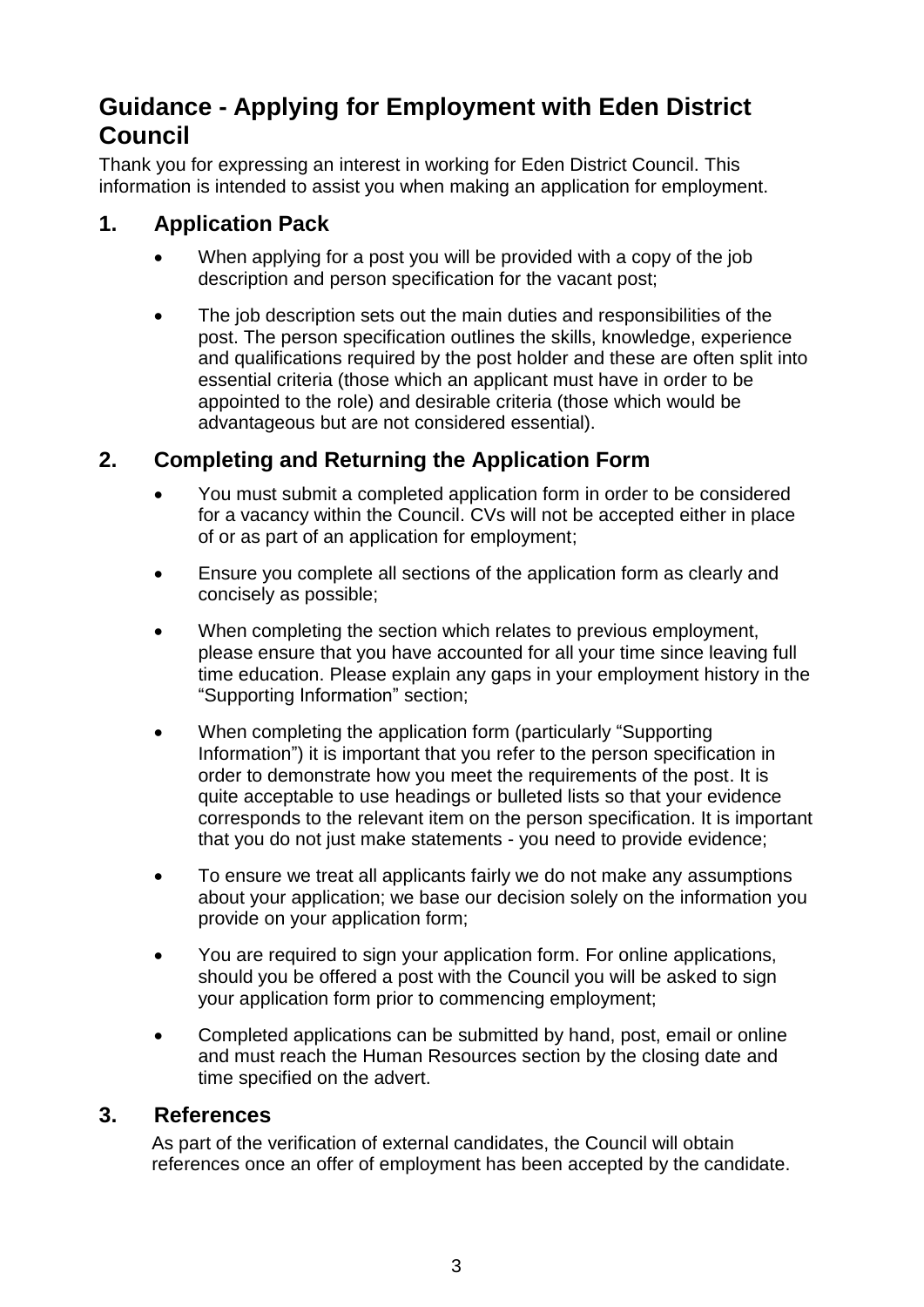# Guidance - Applying for Employment with Eden District Council

Thank you for expressing an interest in working for Eden District Council. This information is intended to assist you when making an application for employment.

## 1. Application Pack

- When applying for a post you will be provided with a copy of the job description and person specification for the vacant post;
- The job description sets out the main duties and responsibilities of the post. The person specification outlines the skills, knowledge, experience and qualifications required by the post holder and these are often split into essential criteria (those which an applicant must have in order to be appointed to the role) and desirable criteria (those which would be advantageous but are not considered essential).

## 2. Completing and Returning the Application Form

- You must submit a completed application form in order to be considered for a vacancy within the Council. CVs will not be accepted either in place of or as part of an application for employment;
- Ensure you complete all sections of the application form as clearly and concisely as possible;
- When completing the section which relates to previous employment, please ensure that you have accounted for all your time since leaving full time education. Please explain any gaps in your employment history in the "Supporting Information" section;
- When completing the application form (particularly "Supporting Information") it is important that you refer to the person specification in order to demonstrate how you meet the requirements of the post. It is quite acceptable to use headings or bulleted lists so that your evidence corresponds to the relevant item on the person specification. It is important that you do not just make statements - you need to provide evidence;
- To ensure we treat all applicants fairly we do not make any assumptions about your application; we base our decision solely on the information you provide on your application form;
- You are required to sign your application form. For online applications, should you be offered a post with the Council you will be asked to sign your application form prior to commencing employment;
- Completed applications can be submitted by hand, post, email or online and must reach the Human Resources section by the closing date and time specified on the advert.

## 3. References

As part of the verification of external candidates, the Council will obtain references once an offer of employment has been accepted by the candidate.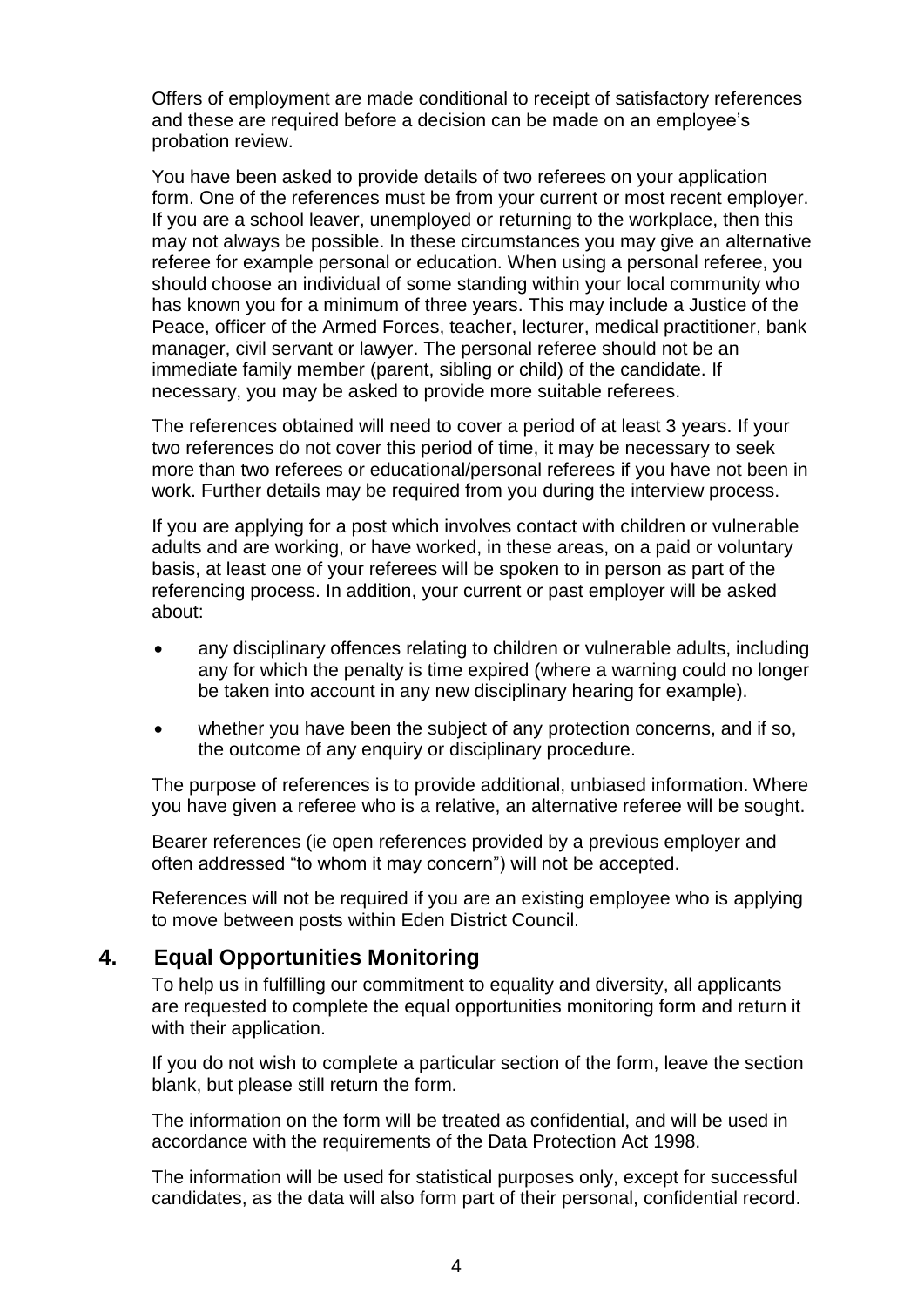Offers of employment are made conditional to receipt of satisfactory references and these are required before a decision can be made on an employee's probation review.

You have been asked to provide details of two referees on your application form. One of the references must be from your current or most recent employer. If you are a school leaver, unemployed or returning to the workplace, then this may not always be possible. In these circumstances you may give an alternative referee for example personal or education. When using a personal referee, you should choose an individual of some standing within your local community who has known you for a minimum of three years. This may include a Justice of the Peace, officer of the Armed Forces, teacher, lecturer, medical practitioner, bank manager, civil servant or lawyer. The personal referee should not be an immediate family member (parent, sibling or child) of the candidate. If necessary, you may be asked to provide more suitable referees.

The references obtained will need to cover a period of at least 3 years. If your two references do not cover this period of time, it may be necessary to seek more than two referees or educational/personal referees if you have not been in work. Further details may be required from you during the interview process.

If you are applying for a post which involves contact with children or vulnerable adults and are working, or have worked, in these areas, on a paid or voluntary basis, at least one of your referees will be spoken to in person as part of the referencing process. In addition, your current or past employer will be asked about:

- any disciplinary offences relating to children or vulnerable adults, including any for which the penalty is time expired (where a warning could no longer be taken into account in any new disciplinary hearing for example).
- whether you have been the subject of any protection concerns, and if so, the outcome of any enquiry or disciplinary procedure.

The purpose of references is to provide additional, unbiased information. Where you have given a referee who is a relative, an alternative referee will be sought.

Bearer references (ie open references provided by a previous employer and often addressed "to whom it may concern") will not be accepted.

References will not be required if you are an existing employee who is applying to move between posts within Eden District Council.

## 4. Equal Opportunities Monitoring

To help us in fulfilling our commitment to equality and diversity, all applicants are requested to complete the equal opportunities monitoring form and return it with their application.

If you do not wish to complete a particular section of the form, leave the section blank, but please still return the form.

The information on the form will be treated as confidential, and will be used in accordance with the requirements of the Data Protection Act 1998.

The information will be used for statistical purposes only, except for successful candidates, as the data will also form part of their personal, confidential record.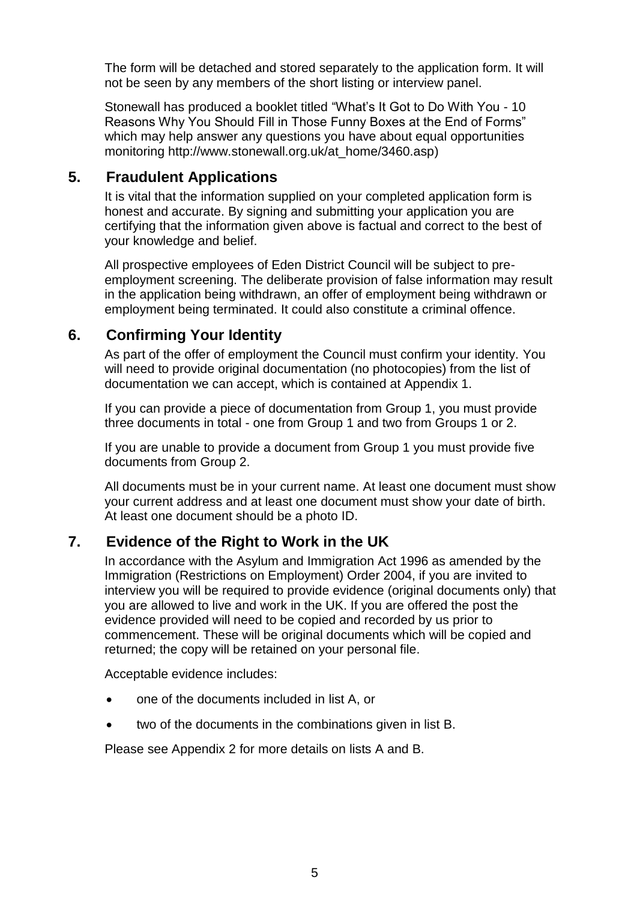The form will be detached and stored separately to the application form. It will not be seen by any members of the short listing or interview panel.

Stonewall has produced a booklet titled "What's It Got to Do With You - 10 Reasons Why You Should Fill in Those Funny Boxes at the End of Forms" which may help answer any questions you have about equal opportunities monitoring http://www.stonewall.org.uk/at_home/3460.asp)

## 5. Fraudulent Applications

It is vital that the information supplied on your completed application form is honest and accurate. By signing and submitting your application you are certifying that the information given above is factual and correct to the best of your knowledge and belief.

All prospective employees of Eden District Council will be subject to pre-employment screening. The deliberate provision of false information may result in the application being withdrawn, an offer of employment being withdrawn or employment being terminated. It could also constitute a criminal offence.

## 6. Confirming Your Identity

As part of the offer of employment the Council must confirm your identity. You will need to provide original documentation (no photocopies) from the list of documentation we can accept, which is contained at Appendix 1.

If you can provide a piece of documentation from Group 1, you must provide three documents in total - one from Group 1 and two from Groups 1 or 2.

If you are unable to provide a document from Group 1 you must provide five documents from Group 2.

All documents must be in your current name. At least one document must show your current address and at least one document must show your date of birth. At least one document should be a photo ID.

## 7. Evidence of the Right to Work in the UK

In accordance with the Asylum and Immigration Act 1996 as amended by the Immigration (Restrictions on Employment) Order 2004, if you are invited to interview you will be required to provide evidence (original documents only) that you are allowed to live and work in the UK. If you are offered the post the evidence provided will need to be copied and recorded by us prior to commencement. These will be original documents which will be copied and returned; the copy will be retained on your personal file.

Acceptable evidence includes:

- one of the documents included in list A, or
- two of the documents in the combinations given in list B.

Please see Appendix 2 for more details on lists A and B.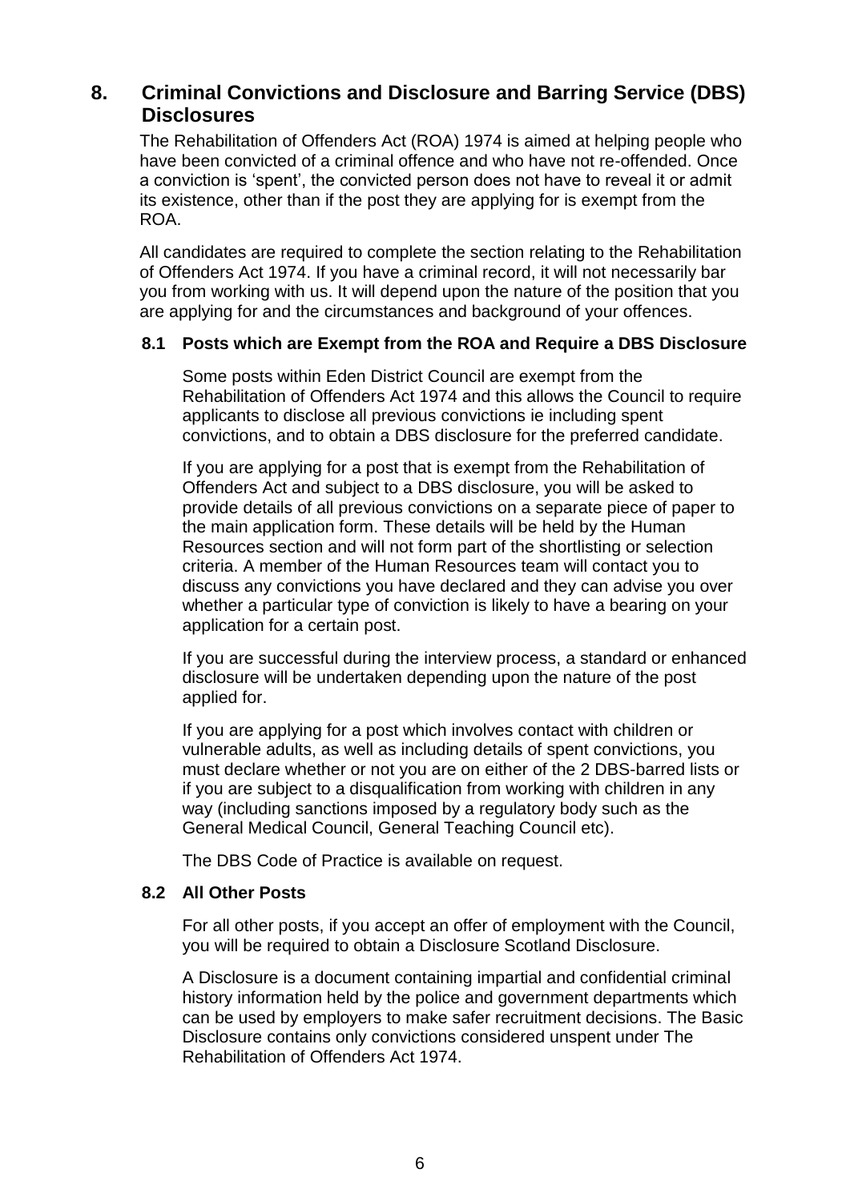## 8. Criminal Convictions and Disclosure and Barring Service (DBS) Disclosures

The Rehabilitation of Offenders Act (ROA) 1974 is aimed at helping people who have been convicted of a criminal offence and who have not re-offended. Once a conviction is 'spent', the convicted person does not have to reveal it or admit its existence, other than if the post they are applying for is exempt from the ROA.

All candidates are required to complete the section relating to the Rehabilitation of Offenders Act 1974. If you have a criminal record, it will not necessarily bar you from working with us. It will depend upon the nature of the position that you are applying for and the circumstances and background of your offences.

### 8.1 Posts which are Exempt from the ROA and Require a DBS Disclosure

Some posts within Eden District Council are exempt from the Rehabilitation of Offenders Act 1974 and this allows the Council to require applicants to disclose all previous convictions ie including spent convictions, and to obtain a DBS disclosure for the preferred candidate.

If you are applying for a post that is exempt from the Rehabilitation of Offenders Act and subject to a DBS disclosure, you will be asked to provide details of all previous convictions on a separate piece of paper to the main application form. These details will be held by the Human Resources section and will not form part of the shortlisting or selection criteria. A member of the Human Resources team will contact you to discuss any convictions you have declared and they can advise you over whether a particular type of conviction is likely to have a bearing on your application for a certain post.

If you are successful during the interview process, a standard or enhanced disclosure will be undertaken depending upon the nature of the post applied for.

If you are applying for a post which involves contact with children or vulnerable adults, as well as including details of spent convictions, you must declare whether or not you are on either of the 2 DBS-barred lists or if you are subject to a disqualification from working with children in any way (including sanctions imposed by a regulatory body such as the General Medical Council, General Teaching Council etc).

The DBS Code of Practice is available on request.

### 8.2 All Other Posts

For all other posts, if you accept an offer of employment with the Council, you will be required to obtain a Disclosure Scotland Disclosure.

A Disclosure is a document containing impartial and confidential criminal history information held by the police and government departments which can be used by employers to make safer recruitment decisions. The Basic Disclosure contains only convictions considered unspent under The Rehabilitation of Offenders Act 1974.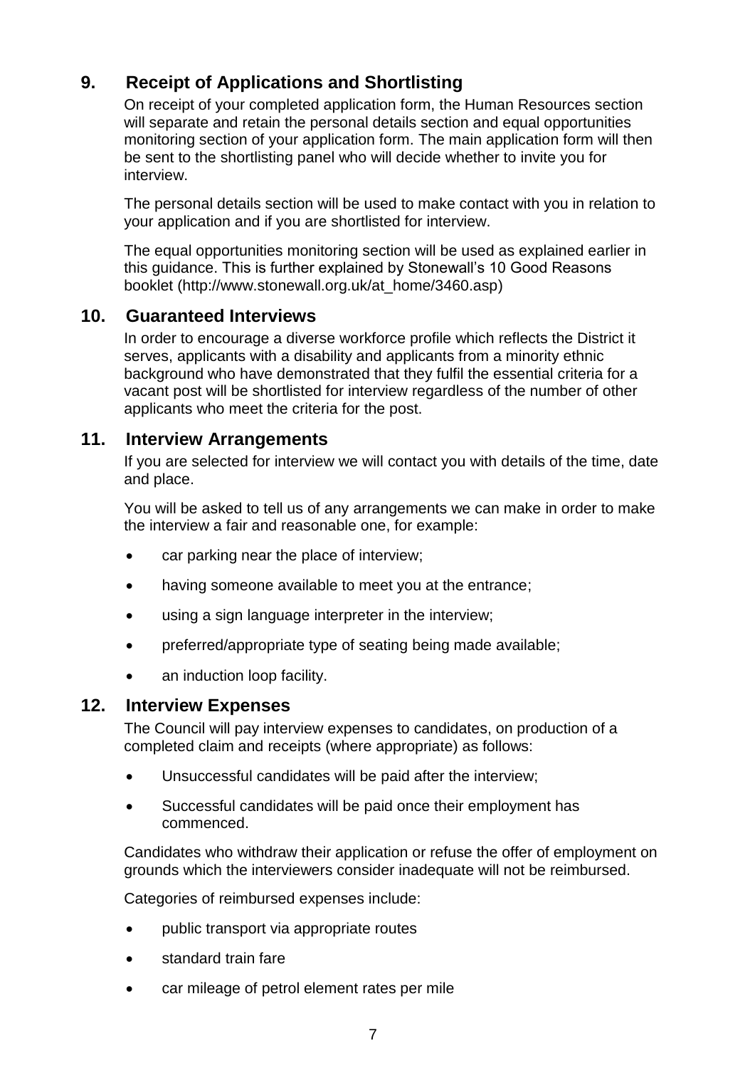## 9. Receipt of Applications and Shortlisting

On receipt of your completed application form, the Human Resources section will separate and retain the personal details section and equal opportunities monitoring section of your application form. The main application form will then be sent to the shortlisting panel who will decide whether to invite you for interview.

The personal details section will be used to make contact with you in relation to your application and if you are shortlisted for interview.

The equal opportunities monitoring section will be used as explained earlier in this guidance. This is further explained by Stonewall's 10 Good Reasons booklet (http://www.stonewall.org.uk/at_home/3460.asp)

## 10. Guaranteed Interviews

In order to encourage a diverse workforce profile which reflects the District it serves, applicants with a disability and applicants from a minority ethnic background who have demonstrated that they fulfil the essential criteria for a vacant post will be shortlisted for interview regardless of the number of other applicants who meet the criteria for the post.

## 11. Interview Arrangements

If you are selected for interview we will contact you with details of the time, date and place.

You will be asked to tell us of any arrangements we can make in order to make the interview a fair and reasonable one, for example:

- car parking near the place of interview;
- having someone available to meet you at the entrance;
- using a sign language interpreter in the interview;
- preferred/appropriate type of seating being made available;
- an induction loop facility.

## 12. Interview Expenses

The Council will pay interview expenses to candidates, on production of a completed claim and receipts (where appropriate) as follows:

- Unsuccessful candidates will be paid after the interview;
- Successful candidates will be paid once their employment has commenced.

Candidates who withdraw their application or refuse the offer of employment on grounds which the interviewers consider inadequate will not be reimbursed.

Categories of reimbursed expenses include:

- public transport via appropriate routes
- standard train fare
- car mileage of petrol element rates per mile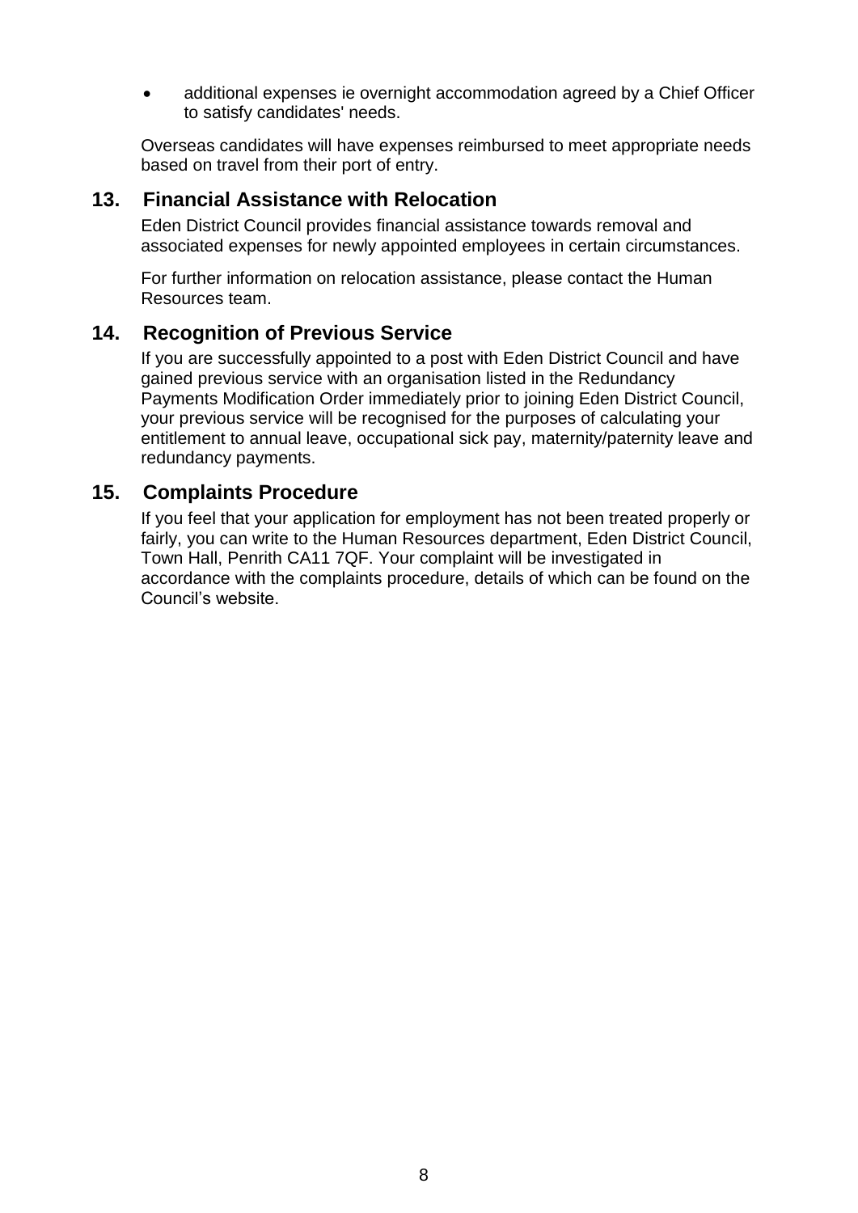- additional expenses ie overnight accommodation agreed by a Chief Officer to satisfy candidates' needs.

Overseas candidates will have expenses reimbursed to meet appropriate needs based on travel from their port of entry.

## 13. Financial Assistance with Relocation

Eden District Council provides financial assistance towards removal and associated expenses for newly appointed employees in certain circumstances.

For further information on relocation assistance, please contact the Human Resources team.

## 14. Recognition of Previous Service

If you are successfully appointed to a post with Eden District Council and have gained previous service with an organisation listed in the Redundancy Payments Modification Order immediately prior to joining Eden District Council, your previous service will be recognised for the purposes of calculating your entitlement to annual leave, occupational sick pay, maternity/paternity leave and redundancy payments.

## 15. Complaints Procedure

If you feel that your application for employment has not been treated properly or fairly, you can write to the Human Resources department, Eden District Council, Town Hall, Penrith CA11 7QF. Your complaint will be investigated in accordance with the complaints procedure, details of which can be found on the Council's website.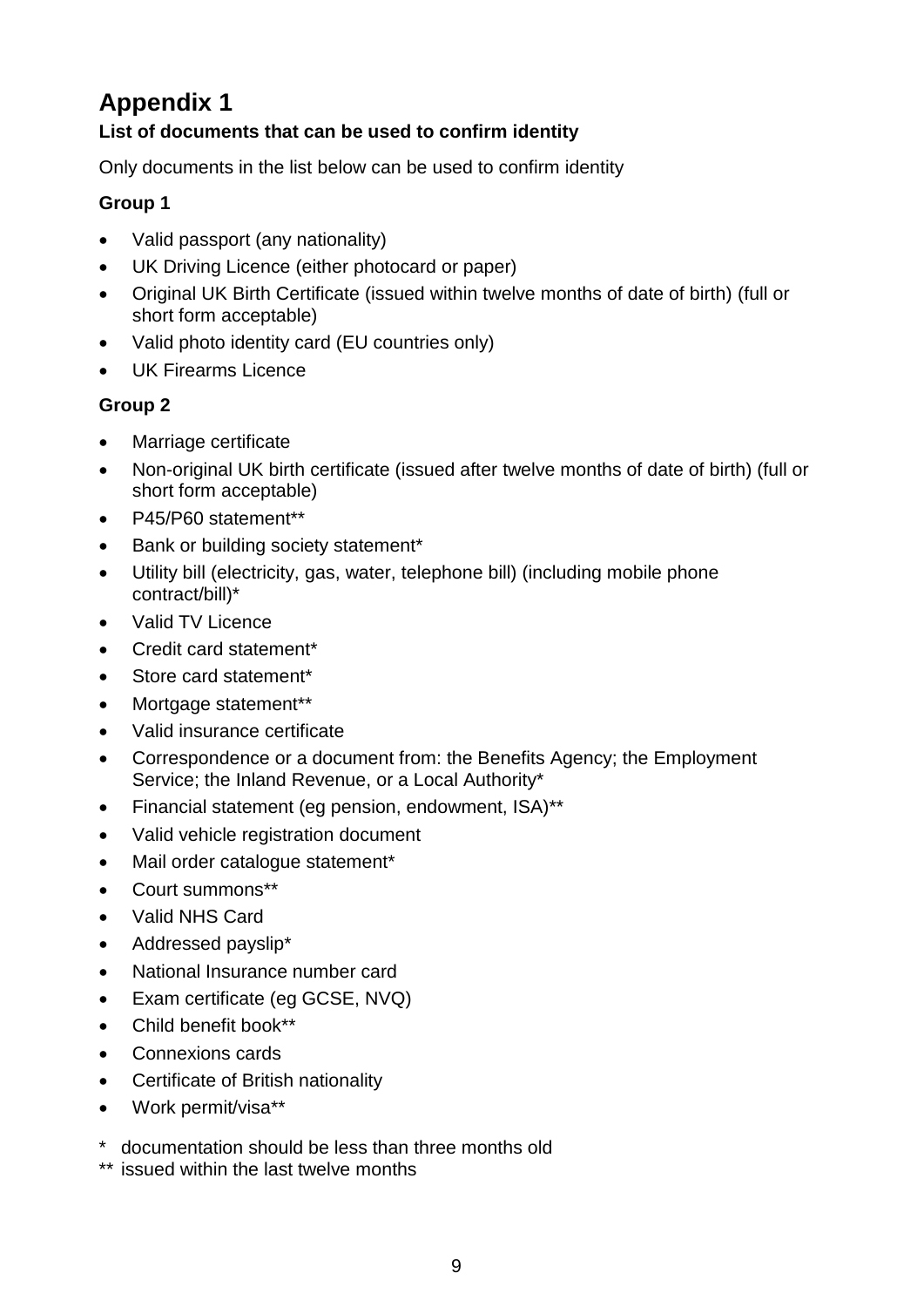# Appendix 1

**List of documents that can be used to confirm identity**

Only documents in the list below can be used to confirm identity

**Group 1**

- Valid passport (any nationality)
- UK Driving Licence (either photocard or paper)
- Original UK Birth Certificate (issued within twelve months of date of birth) (full or short form acceptable)
- Valid photo identity card (EU countries only)
- UK Firearms Licence

**Group 2**

- Marriage certificate
- Non-original UK birth certificate (issued after twelve months of date of birth) (full or short form acceptable)
- P45/P60 statement**
- Bank or building society statement*
- Utility bill (electricity, gas, water, telephone bill) (including mobile phone contract/bill)*
- Valid TV Licence
- Credit card statement*
- Store card statement*
- Mortgage statement**
- Valid insurance certificate
- Correspondence or a document from: the Benefits Agency; the Employment Service; the Inland Revenue, or a Local Authority*
- Financial statement (eg pension, endowment, ISA)**
- Valid vehicle registration document
- Mail order catalogue statement*
- Court summons**
- Valid NHS Card
- Addressed payslip*
- National Insurance number card
- Exam certificate (eg GCSE, NVQ)
- Child benefit book**
- Connexions cards
- Certificate of British nationality
- Work permit/visa**

\* documentation should be less than three months old

\** issued within the last twelve months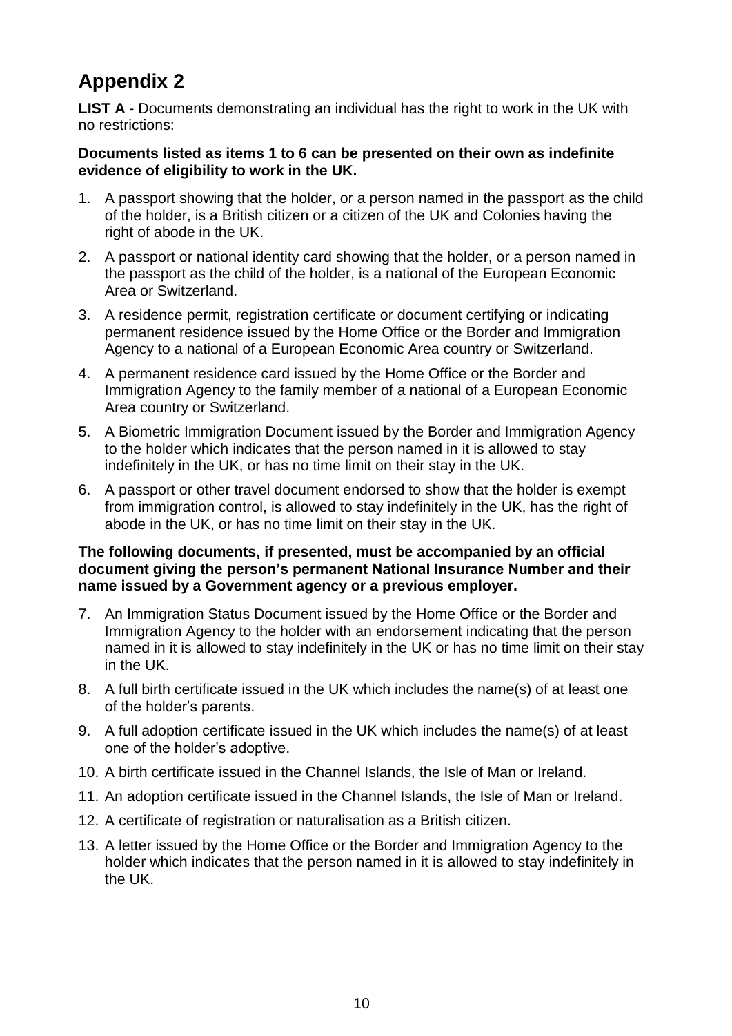# Appendix 2

**LIST A** - Documents demonstrating an individual has the right to work in the UK with no restrictions:

**Documents listed as items 1 to 6 can be presented on their own as indefinite evidence of eligibility to work in the UK.**

1. A passport showing that the holder, or a person named in the passport as the child of the holder, is a British citizen or a citizen of the UK and Colonies having the right of abode in the UK.
2. A passport or national identity card showing that the holder, or a person named in the passport as the child of the holder, is a national of the European Economic Area or Switzerland.
3. A residence permit, registration certificate or document certifying or indicating permanent residence issued by the Home Office or the Border and Immigration Agency to a national of a European Economic Area country or Switzerland.
4. A permanent residence card issued by the Home Office or the Border and Immigration Agency to the family member of a national of a European Economic Area country or Switzerland.
5. A Biometric Immigration Document issued by the Border and Immigration Agency to the holder which indicates that the person named in it is allowed to stay indefinitely in the UK, or has no time limit on their stay in the UK.
6. A passport or other travel document endorsed to show that the holder is exempt from immigration control, is allowed to stay indefinitely in the UK, has the right of abode in the UK, or has no time limit on their stay in the UK.

**The following documents, if presented, must be accompanied by an official document giving the person's permanent National Insurance Number and their name issued by a Government agency or a previous employer.**

7. An Immigration Status Document issued by the Home Office or the Border and Immigration Agency to the holder with an endorsement indicating that the person named in it is allowed to stay indefinitely in the UK or has no time limit on their stay in the UK.
8. A full birth certificate issued in the UK which includes the name(s) of at least one of the holder's parents.
9. A full adoption certificate issued in the UK which includes the name(s) of at least one of the holder's adoptive.
10. A birth certificate issued in the Channel Islands, the Isle of Man or Ireland.
11. An adoption certificate issued in the Channel Islands, the Isle of Man or Ireland.
12. A certificate of registration or naturalisation as a British citizen.
13. A letter issued by the Home Office or the Border and Immigration Agency to the holder which indicates that the person named in it is allowed to stay indefinitely in the UK.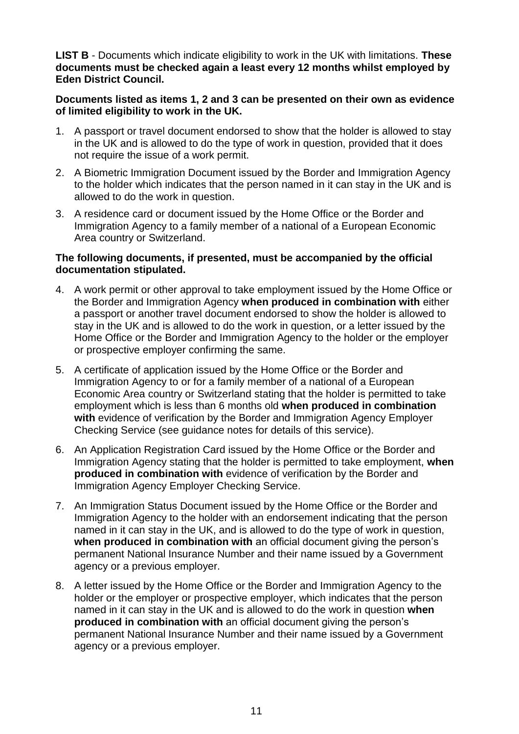**LIST B** - Documents which indicate eligibility to work in the UK with limitations. **These documents must be checked again a least every 12 months whilst employed by Eden District Council.**

**Documents listed as items 1, 2 and 3 can be presented on their own as evidence of limited eligibility to work in the UK.**

1. A passport or travel document endorsed to show that the holder is allowed to stay in the UK and is allowed to do the type of work in question, provided that it does not require the issue of a work permit.
2. A Biometric Immigration Document issued by the Border and Immigration Agency to the holder which indicates that the person named in it can stay in the UK and is allowed to do the work in question.
3. A residence card or document issued by the Home Office or the Border and Immigration Agency to a family member of a national of a European Economic Area country or Switzerland.

**The following documents, if presented, must be accompanied by the official documentation stipulated.**

4. A work permit or other approval to take employment issued by the Home Office or the Border and Immigration Agency **when produced in combination with** either a passport or another travel document endorsed to show the holder is allowed to stay in the UK and is allowed to do the work in question, or a letter issued by the Home Office or the Border and Immigration Agency to the holder or the employer or prospective employer confirming the same.
5. A certificate of application issued by the Home Office or the Border and Immigration Agency to or for a family member of a national of a European Economic Area country or Switzerland stating that the holder is permitted to take employment which is less than 6 months old **when produced in combination with** evidence of verification by the Border and Immigration Agency Employer Checking Service (see guidance notes for details of this service).
6. An Application Registration Card issued by the Home Office or the Border and Immigration Agency stating that the holder is permitted to take employment, **when produced in combination with** evidence of verification by the Border and Immigration Agency Employer Checking Service.
7. An Immigration Status Document issued by the Home Office or the Border and Immigration Agency to the holder with an endorsement indicating that the person named in it can stay in the UK, and is allowed to do the type of work in question, **when produced in combination with** an official document giving the person's permanent National Insurance Number and their name issued by a Government agency or a previous employer.
8. A letter issued by the Home Office or the Border and Immigration Agency to the holder or the employer or prospective employer, which indicates that the person named in it can stay in the UK and is allowed to do the work in question **when produced in combination with** an official document giving the person's permanent National Insurance Number and their name issued by a Government agency or a previous employer.